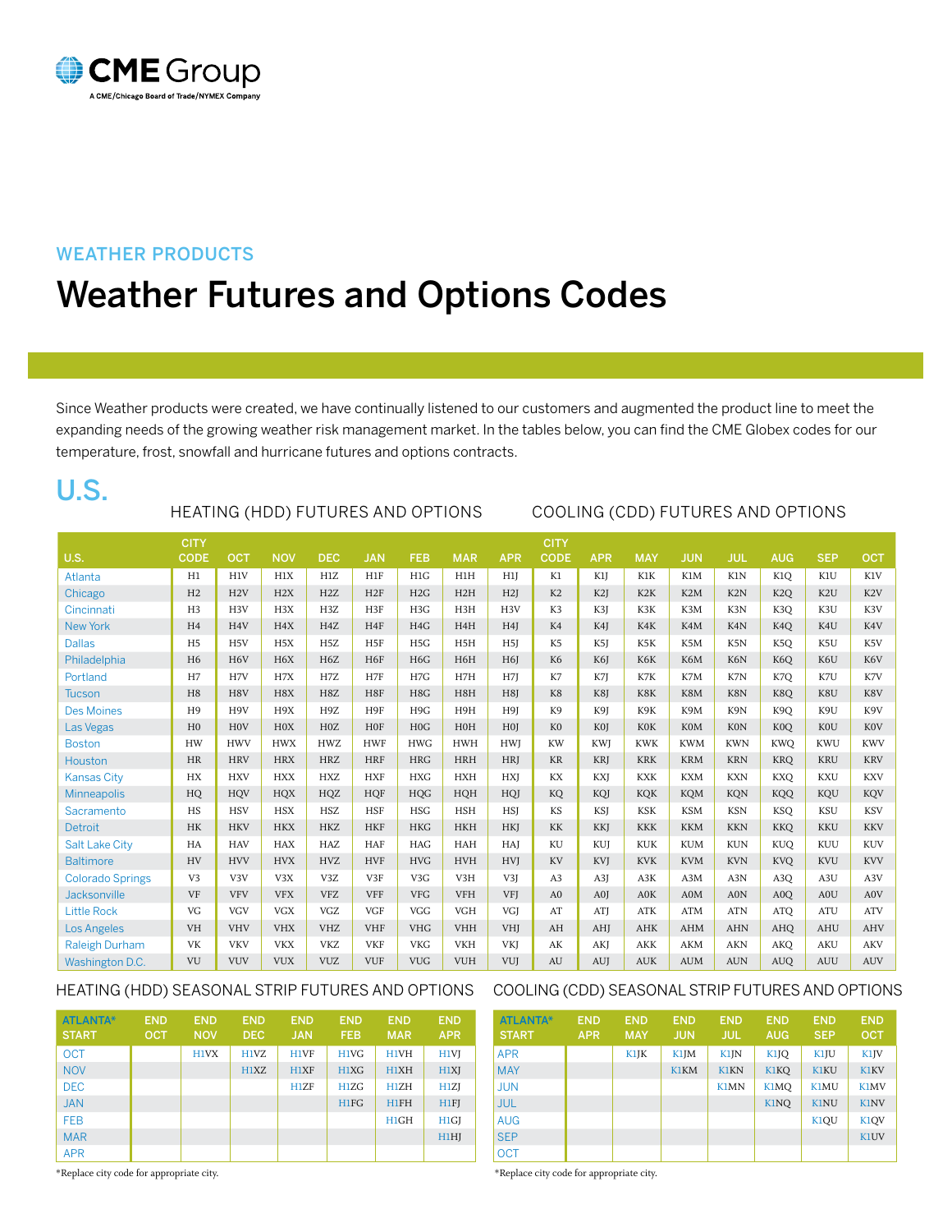CME Group

A CME/Chicago Board of Trade/NYMEX Company

## WEATHER PRODUCTS

# Weather Futures and Options Codes

Since Weather products were created, we have continually listened to our customers and augmented the product line to meet the expanding needs of the growing weather risk management market. In the tables below, you can find the CME Globex codes for our temperature, frost, snowfall and hurricane futures and options contracts.

## U.S.

### HEATING (HDD) FUTURES AND OPTIONS / COOLING (CDD) FUTURES AND OPTIONS

| U.S. | CITY CODE | OCT | NOV | DEC | JAN | FEB | MAR | APR | CITY CODE | APR | MAY | JUN | JUL | AUG | SEP | OCT |
|---|---|---|---|---|---|---|---|---|---|---|---|---|---|---|---|---|
| Atlanta | H1 | H1V | H1X | H1Z | H1F | H1G | H1H | H1J | K1 | K1J | K1K | K1M | K1N | K1Q | K1U | K1V |
| Chicago | H2 | H2V | H2X | H2Z | H2F | H2G | H2H | H2J | K2 | K2J | K2K | K2M | K2N | K2Q | K2U | K2V |
| Cincinnati | H3 | H3V | H3X | H3Z | H3F | H3G | H3H | H3V | K3 | K3J | K3K | K3M | K3N | K3Q | K3U | K3V |
| New York | H4 | H4V | H4X | H4Z | H4F | H4G | H4H | H4J | K4 | K4J | K4K | K4M | K4N | K4Q | K4U | K4V |
| Dallas | H5 | H5V | H5X | H5Z | H5F | H5G | H5H | H5J | K5 | K5J | K5K | K5M | K5N | K5Q | K5U | K5V |
| Philadelphia | H6 | H6V | H6X | H6Z | H6F | H6G | H6H | H6J | K6 | K6J | K6K | K6M | K6N | K6Q | K6U | K6V |
| Portland | H7 | H7V | H7X | H7Z | H7F | H7G | H7H | H7J | K7 | K7J | K7K | K7M | K7N | K7Q | K7U | K7V |
| Tucson | H8 | H8V | H8X | H8Z | H8F | H8G | H8H | H8J | K8 | K8J | K8K | K8M | K8N | K8Q | K8U | K8V |
| Des Moines | H9 | H9V | H9X | H9Z | H9F | H9G | H9H | H9J | K9 | K9J | K9K | K9M | K9N | K9Q | K9U | K9V |
| Las Vegas | H0 | H0V | H0X | H0Z | H0F | H0G | H0H | H0J | K0 | K0J | K0K | K0M | K0N | K0Q | K0U | K0V |
| Boston | HW | HWV | HWX | HWZ | HWF | HWG | HWH | HWJ | KW | KWJ | KWK | KWM | KWN | KWQ | KWU | KWV |
| Houston | HR | HRV | HRX | HRZ | HRF | HRG | HRH | HRJ | KR | KRJ | KRK | KRM | KRN | KRQ | KRU | KRV |
| Kansas City | HX | HXV | HXX | HXZ | HXF | HXG | HXH | HXJ | KX | KXJ | KXK | KXM | KXN | KXQ | KXU | KXV |
| Minneapolis | HQ | HQV | HQX | HQZ | HQF | HQG | HQH | HQJ | KQ | KQJ | KQK | KQM | KQN | KQQ | KQU | KQV |
| Sacramento | HS | HSV | HSX | HSZ | HSF | HSG | HSH | HSJ | KS | KSJ | KSK | KSM | KSN | KSQ | KSU | KSV |
| Detroit | HK | HKV | HKX | HKZ | HKF | HKG | HKH | HKJ | KK | KKJ | KKK | KKM | KKN | KKQ | KKU | KKV |
| Salt Lake City | HA | HAV | HAX | HAZ | HAF | HAG | HAH | HAJ | KU | KUJ | KUK | KUM | KUN | KUQ | KUU | KUV |
| Baltimore | HV | HVV | HVX | HVZ | HVF | HVG | HVH | HVJ | KV | KVJ | KVK | KVM | KVN | KVQ | KVU | KVV |
| Colorado Springs | V3 | V3V | V3X | V3Z | V3F | V3G | V3H | V3J | A3 | A3J | A3K | A3M | A3N | A3Q | A3U | A3V |
| Jacksonville | VF | VFV | VFX | VFZ | VFF | VFG | VFH | VFJ | A0 | A0J | A0K | A0M | A0N | A0Q | A0U | A0V |
| Little Rock | VG | VGV | VGX | VGZ | VGF | VGG | VGH | VGJ | AT | ATJ | ATK | ATM | ATN | ATQ | ATU | ATV |
| Los Angeles | VH | VHV | VHX | VHZ | VHF | VHG | VHH | VHJ | AH | AHJ | AHK | AHM | AHN | AHQ | AHU | AHV |
| Raleigh Durham | VK | VKV | VKX | VKZ | VKF | VKG | VKH | VKJ | AK | AKJ | AKK | AKM | AKN | AKQ | AKU | AKV |
| Washington D.C. | VU | VUV | VUX | VUZ | VUF | VUG | VUH | VUJ | AU | AUJ | AUK | AUM | AUN | AUQ | AUU | AUV |

### HEATING (HDD) SEASONAL STRIP FUTURES AND OPTIONS

| ATLANTA* START | END OCT | END NOV | END DEC | END JAN | END FEB | END MAR | END APR |
|---|---|---|---|---|---|---|---|
| OCT | | H1VX | H1VZ | H1VF | H1VG | H1VH | H1VJ |
| NOV | | | H1XZ | H1XF | H1XG | H1XH | H1XJ |
| DEC | | | | H1ZF | H1ZG | H1ZH | H1ZJ |
| JAN | | | | | H1FG | H1FH | H1FJ |
| FEB | | | | | | H1GH | H1GJ |
| MAR | | | | | | | H1HJ |
| APR | | | | | | | |

*Replace city code for appropriate city.

### COOLING (CDD) SEASONAL STRIP FUTURES AND OPTIONS

| ATLANTA* START | END APR | END MAY | END JUN | END JUL | END AUG | END SEP | END OCT |
|---|---|---|---|---|---|---|---|
| APR | | K1JK | K1JM | K1JN | K1JQ | K1JU | K1JV |
| MAY | | | K1KM | K1KN | K1KQ | K1KU | K1KV |
| JUN | | | | K1MN | K1MQ | K1MU | K1MV |
| JUL | | | | | K1NQ | K1NU | K1NV |
| AUG | | | | | | K1QU | K1QV |
| SEP | | | | | | | K1UV |
| OCT | | | | | | | |

*Replace city code for appropriate city.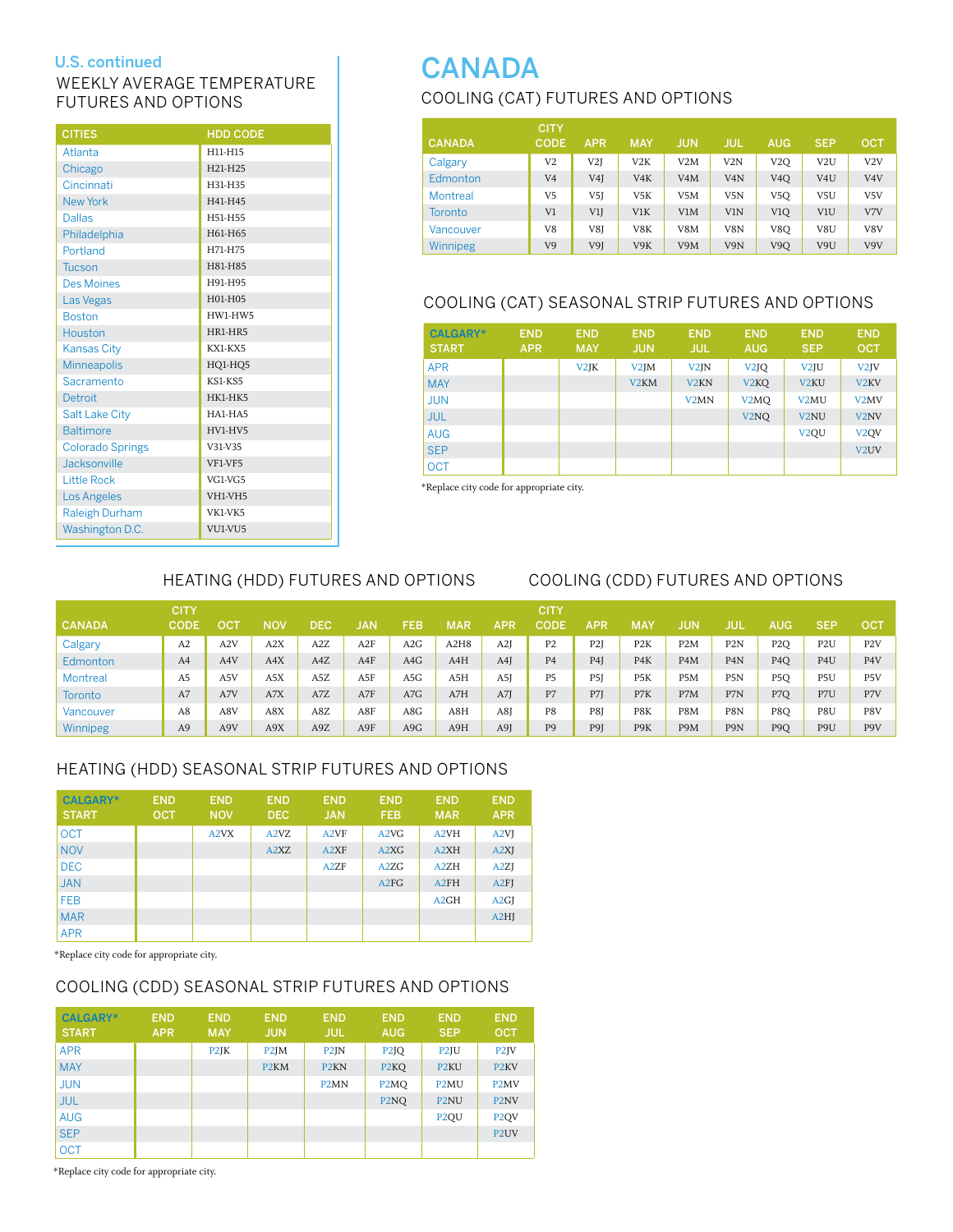## U.S. continued

### WEEKLY AVERAGE TEMPERATURE FUTURES AND OPTIONS

| CITIES | HDD CODE |
|---|---|
| Atlanta | H11-H15 |
| Chicago | H21-H25 |
| Cincinnati | H31-H35 |
| New York | H41-H45 |
| Dallas | H51-H55 |
| Philadelphia | H61-H65 |
| Portland | H71-H75 |
| Tucson | H81-H85 |
| Des Moines | H91-H95 |
| Las Vegas | H01-H05 |
| Boston | HW1-HW5 |
| Houston | HR1-HR5 |
| Kansas City | KX1-KX5 |
| Minneapolis | HQ1-HQ5 |
| Sacramento | KS1-KS5 |
| Detroit | HK1-HK5 |
| Salt Lake City | HA1-HA5 |
| Baltimore | HV1-HV5 |
| Colorado Springs | V31-V35 |
| Jacksonville | VF1-VF5 |
| Little Rock | VG1-VG5 |
| Los Angeles | VH1-VH5 |
| Raleigh Durham | VK1-VK5 |
| Washington D.C. | VU1-VU5 |

# CANADA

### COOLING (CAT) FUTURES AND OPTIONS

| CANADA | CITY CODE | APR | MAY | JUN | JUL | AUG | SEP | OCT |
|---|---|---|---|---|---|---|---|---|
| Calgary | V2 | V2J | V2K | V2M | V2N | V2Q | V2U | V2V |
| Edmonton | V4 | V4J | V4K | V4M | V4N | V4Q | V4U | V4V |
| Montreal | V5 | V5J | V5K | V5M | V5N | V5Q | V5U | V5V |
| Toronto | V1 | V1J | V1K | V1M | V1N | V1Q | V1U | V7V |
| Vancouver | V8 | V8J | V8K | V8M | V8N | V8Q | V8U | V8V |
| Winnipeg | V9 | V9J | V9K | V9M | V9N | V9Q | V9U | V9V |

### COOLING (CAT) SEASONAL STRIP FUTURES AND OPTIONS

| CALGARY* START | END APR | END MAY | END JUN | END JUL | END AUG | END SEP | END OCT |
|---|---|---|---|---|---|---|---|
| APR | | V2JK | V2JM | V2JN | V2JQ | V2JU | V2JV |
| MAY | | | V2KM | V2KN | V2KQ | V2KU | V2KV |
| JUN | | | | V2MN | V2MQ | V2MU | V2MV |
| JUL | | | | | V2NQ | V2NU | V2NV |
| AUG | | | | | | V2QU | V2QV |
| SEP | | | | | | | V2UV |
| OCT | | | | | | | |

*Replace city code for appropriate city.

### HEATING (HDD) FUTURES AND OPTIONS / COOLING (CDD) FUTURES AND OPTIONS

| CANADA | CITY CODE | OCT | NOV | DEC | JAN | FEB | MAR | APR | CITY CODE | APR | MAY | JUN | JUL | AUG | SEP | OCT |
|---|---|---|---|---|---|---|---|---|---|---|---|---|---|---|---|---|
| Calgary | A2 | A2V | A2X | A2Z | A2F | A2G | A2H8 | A2J | P2 | P2J | P2K | P2M | P2N | P2Q | P2U | P2V |
| Edmonton | A4 | A4V | A4X | A4Z | A4F | A4G | A4H | A4J | P4 | P4J | P4K | P4M | P4N | P4Q | P4U | P4V |
| Montreal | A5 | A5V | A5X | A5Z | A5F | A5G | A5H | A5J | P5 | P5J | P5K | P5M | P5N | P5Q | P5U | P5V |
| Toronto | A7 | A7V | A7X | A7Z | A7F | A7G | A7H | A7J | P7 | P7J | P7K | P7M | P7N | P7Q | P7U | P7V |
| Vancouver | A8 | A8V | A8X | A8Z | A8F | A8G | A8H | A8J | P8 | P8J | P8K | P8M | P8N | P8Q | P8U | P8V |
| Winnipeg | A9 | A9V | A9X | A9Z | A9F | A9G | A9H | A9J | P9 | P9J | P9K | P9M | P9N | P9Q | P9U | P9V |

### HEATING (HDD) SEASONAL STRIP FUTURES AND OPTIONS

| CALGARY* START | END OCT | END NOV | END DEC | END JAN | END FEB | END MAR | END APR |
|---|---|---|---|---|---|---|---|
| OCT | | A2VX | A2VZ | A2VF | A2VG | A2VH | A2VJ |
| NOV | | | A2XZ | A2XF | A2XG | A2XH | A2XJ |
| DEC | | | | A2ZF | A2ZG | A2ZH | A2ZJ |
| JAN | | | | | A2FG | A2FH | A2FJ |
| FEB | | | | | | A2GH | A2GJ |
| MAR | | | | | | | A2HJ |
| APR | | | | | | | |

*Replace city code for appropriate city.

### COOLING (CDD) SEASONAL STRIP FUTURES AND OPTIONS

| CALGARY* START | END APR | END MAY | END JUN | END JUL | END AUG | END SEP | END OCT |
|---|---|---|---|---|---|---|---|
| APR | | P2JK | P2JM | P2JN | P2JQ | P2JU | P2JV |
| MAY | | | P2KM | P2KN | P2KQ | P2KU | P2KV |
| JUN | | | | P2MN | P2MQ | P2MU | P2MV |
| JUL | | | | | P2NQ | P2NU | P2NV |
| AUG | | | | | | P2QU | P2QV |
| SEP | | | | | | | P2UV |
| OCT | | | | | | | |

*Replace city code for appropriate city.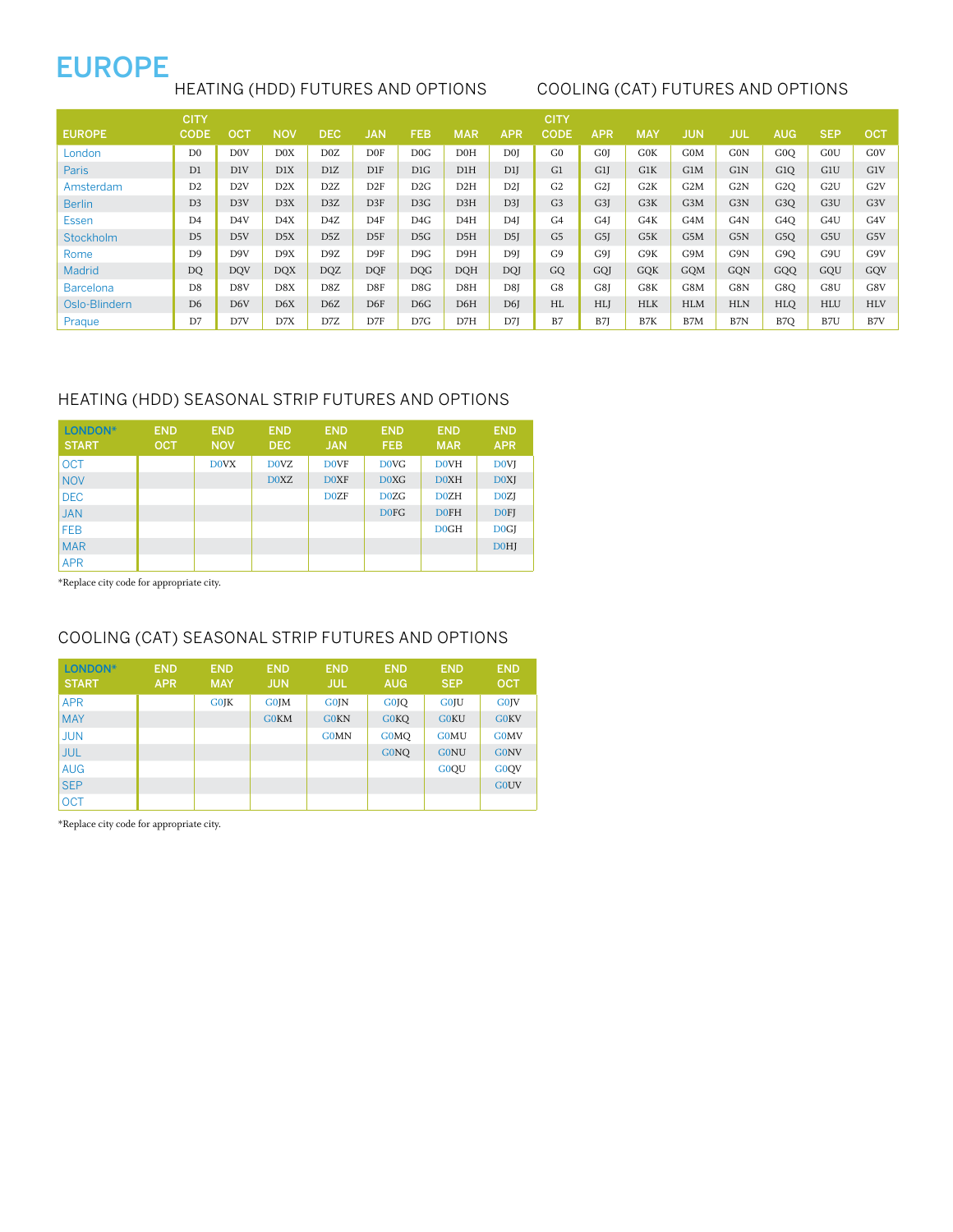# EUROPE

## HEATING (HDD) FUTURES AND OPTIONS / COOLING (CAT) FUTURES AND OPTIONS

| EUROPE | CITY CODE | OCT | NOV | DEC | JAN | FEB | MAR | APR | CITY CODE | APR | MAY | JUN | JUL | AUG | SEP | OCT |
|---|---|---|---|---|---|---|---|---|---|---|---|---|---|---|---|---|
| London | D0 | D0V | D0X | D0Z | D0F | D0G | D0H | D0J | G0 | G0J | G0K | G0M | G0N | G0Q | G0U | G0V |
| Paris | D1 | D1V | D1X | D1Z | D1F | D1G | D1H | D1J | G1 | G1J | G1K | G1M | G1N | G1Q | G1U | G1V |
| Amsterdam | D2 | D2V | D2X | D2Z | D2F | D2G | D2H | D2J | G2 | G2J | G2K | G2M | G2N | G2Q | G2U | G2V |
| Berlin | D3 | D3V | D3X | D3Z | D3F | D3G | D3H | D3J | G3 | G3J | G3K | G3M | G3N | G3Q | G3U | G3V |
| Essen | D4 | D4V | D4X | D4Z | D4F | D4G | D4H | D4J | G4 | G4J | G4K | G4M | G4N | G4Q | G4U | G4V |
| Stockholm | D5 | D5V | D5X | D5Z | D5F | D5G | D5H | D5J | G5 | G5J | G5K | G5M | G5N | G5Q | G5U | G5V |
| Rome | D9 | D9V | D9X | D9Z | D9F | D9G | D9H | D9J | G9 | G9J | G9K | G9M | G9N | G9Q | G9U | G9V |
| Madrid | DQ | DQV | DQX | DQZ | DQF | DQG | DQH | DQJ | GQ | GQJ | GQK | GQM | GQN | GQQ | GQU | GQV |
| Barcelona | D8 | D8V | D8X | D8Z | D8F | D8G | D8H | D8J | G8 | G8J | G8K | G8M | G8N | G8Q | G8U | G8V |
| Oslo-Blindern | D6 | D6V | D6X | D6Z | D6F | D6G | D6H | D6J | HL | HLJ | HLK | HLM | HLN | HLQ | HLU | HLV |
| Praque | D7 | D7V | D7X | D7Z | D7F | D7G | D7H | D7J | B7 | B7J | B7K | B7M | B7N | B7Q | B7U | B7V |

## HEATING (HDD) SEASONAL STRIP FUTURES AND OPTIONS

| LONDON* START | END OCT | END NOV | END DEC | END JAN | END FEB | END MAR | END APR |
|---|---|---|---|---|---|---|---|
| OCT | | D0VX | D0VZ | D0VF | D0VG | D0VH | D0VJ |
| NOV | | | D0XZ | D0XF | D0XG | D0XH | D0XJ |
| DEC | | | | D0ZF | D0ZG | D0ZH | D0ZJ |
| JAN | | | | | D0FG | D0FH | D0FJ |
| FEB | | | | | | D0GH | D0GJ |
| MAR | | | | | | | D0HJ |
| APR | | | | | | | |

*Replace city code for appropriate city.

## COOLING (CAT) SEASONAL STRIP FUTURES AND OPTIONS

| LONDON* START | END APR | END MAY | END JUN | END JUL | END AUG | END SEP | END OCT |
|---|---|---|---|---|---|---|---|
| APR | | G0JK | G0JM | G0JN | G0JQ | G0JU | G0JV |
| MAY | | | G0KM | G0KN | G0KQ | G0KU | G0KV |
| JUN | | | | G0MN | G0MQ | G0MU | G0MV |
| JUL | | | | | G0NQ | G0NU | G0NV |
| AUG | | | | | | G0QU | G0QV |
| SEP | | | | | | | G0UV |
| OCT | | | | | | | |

*Replace city code for appropriate city.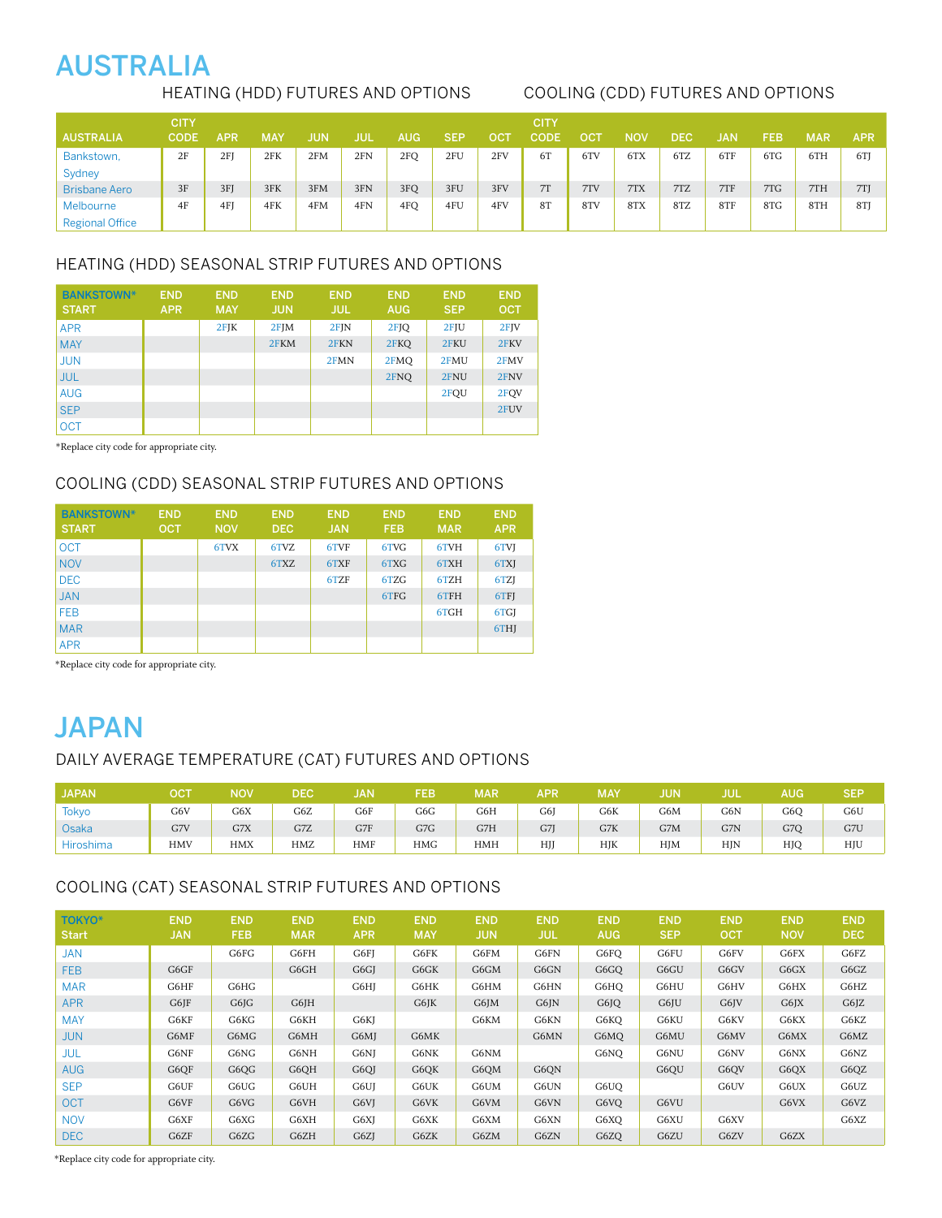# AUSTRALIA

## HEATING (HDD) FUTURES AND OPTIONS / COOLING (CDD) FUTURES AND OPTIONS

| AUSTRALIA | CITY CODE | APR | MAY | JUN | JUL | AUG | SEP | OCT | CITY CODE | OCT | NOV | DEC | JAN | FEB | MAR | APR |
|---|---|---|---|---|---|---|---|---|---|---|---|---|---|---|---|---|
| Bankstown, Sydney | 2F | 2FJ | 2FK | 2FM | 2FN | 2FQ | 2FU | 2FV | 6T | 6TV | 6TX | 6TZ | 6TF | 6TG | 6TH | 6TJ |
| Brisbane Aero | 3F | 3FJ | 3FK | 3FM | 3FN | 3FQ | 3FU | 3FV | 7T | 7TV | 7TX | 7TZ | 7TF | 7TG | 7TH | 7TJ |
| Melbourne Regional Office | 4F | 4FJ | 4FK | 4FM | 4FN | 4FQ | 4FU | 4FV | 8T | 8TV | 8TX | 8TZ | 8TF | 8TG | 8TH | 8TJ |

## HEATING (HDD) SEASONAL STRIP FUTURES AND OPTIONS

| BANKSTOWN* START | END APR | END MAY | END JUN | END JUL | END AUG | END SEP | END OCT |
|---|---|---|---|---|---|---|---|
| APR | | 2FJK | 2FJM | 2FJN | 2FJQ | 2FJU | 2FJV |
| MAY | | | 2FKM | 2FKN | 2FKQ | 2FKU | 2FKV |
| JUN | | | | 2FMN | 2FMQ | 2FMU | 2FMV |
| JUL | | | | | 2FNQ | 2FNU | 2FNV |
| AUG | | | | | | 2FQU | 2FQV |
| SEP | | | | | | | 2FUV |
| OCT | | | | | | | |

*Replace city code for appropriate city.

## COOLING (CDD) SEASONAL STRIP FUTURES AND OPTIONS

| BANKSTOWN* START | END OCT | END NOV | END DEC | END JAN | END FEB | END MAR | END APR |
|---|---|---|---|---|---|---|---|
| OCT | | 6TVX | 6TVZ | 6TVF | 6TVG | 6TVH | 6TVJ |
| NOV | | | 6TXZ | 6TXF | 6TXG | 6TXH | 6TXJ |
| DEC | | | | 6TZF | 6TZG | 6TZH | 6TZJ |
| JAN | | | | | 6TFG | 6TFH | 6TFJ |
| FEB | | | | | | 6TGH | 6TGJ |
| MAR | | | | | | | 6THJ |
| APR | | | | | | | |

*Replace city code for appropriate city.

# JAPAN

## DAILY AVERAGE TEMPERATURE (CAT) FUTURES AND OPTIONS

| JAPAN | OCT | NOV | DEC | JAN | FEB | MAR | APR | MAY | JUN | JUL | AUG | SEP |
|---|---|---|---|---|---|---|---|---|---|---|---|---|
| Tokyo | G6V | G6X | G6Z | G6F | G6G | G6H | G6J | G6K | G6M | G6N | G6Q | G6U |
| Osaka | G7V | G7X | G7Z | G7F | G7G | G7H | G7J | G7K | G7M | G7N | G7Q | G7U |
| Hiroshima | HMV | HMX | HMZ | HMF | HMG | HMH | HJJ | HJK | HJM | HJN | HJQ | HJU |

## COOLING (CAT) SEASONAL STRIP FUTURES AND OPTIONS

| TOKYO* Start | END JAN | END FEB | END MAR | END APR | END MAY | END JUN | END JUL | END AUG | END SEP | END OCT | END NOV | END DEC |
|---|---|---|---|---|---|---|---|---|---|---|---|---|
| JAN | | G6FG | G6FH | G6FJ | G6FK | G6FM | G6FN | G6FQ | G6FU | G6FV | G6FX | G6FZ |
| FEB | G6GF | | G6GH | G6GJ | G6GK | G6GM | G6GN | G6GQ | G6GU | G6GV | G6GX | G6GZ |
| MAR | G6HF | G6HG | | G6HJ | G6HK | G6HM | G6HN | G6HQ | G6HU | G6HV | G6HX | G6HZ |
| APR | G6JF | G6JG | G6JH | | G6JK | G6JM | G6JN | G6JQ | G6JU | G6JV | G6JX | G6JZ |
| MAY | G6KF | G6KG | G6KH | G6KJ | | G6KM | G6KN | G6KQ | G6KU | G6KV | G6KX | G6KZ |
| JUN | G6MF | G6MG | G6MH | G6MJ | G6MK | | G6MN | G6MQ | G6MU | G6MV | G6MX | G6MZ |
| JUL | G6NF | G6NG | G6NH | G6NJ | G6NK | G6NM | | G6NQ | G6NU | G6NV | G6NX | G6NZ |
| AUG | G6QF | G6QG | G6QH | G6QJ | G6QK | G6QM | G6QN | | G6QU | G6QV | G6QX | G6QZ |
| SEP | G6UF | G6UG | G6UH | G6UJ | G6UK | G6UM | G6UN | G6UQ | | G6UV | G6UX | G6UZ |
| OCT | G6VF | G6VG | G6VH | G6VJ | G6VK | G6VM | G6VN | G6VQ | G6VU | | G6VX | G6VZ |
| NOV | G6XF | G6XG | G6XH | G6XJ | G6XK | G6XM | G6XN | G6XQ | G6XU | G6XV | | G6XZ |
| DEC | G6ZF | G6ZG | G6ZH | G6ZJ | G6ZK | G6ZM | G6ZN | G6ZQ | G6ZU | G6ZV | G6ZX | |

*Replace city code for appropriate city.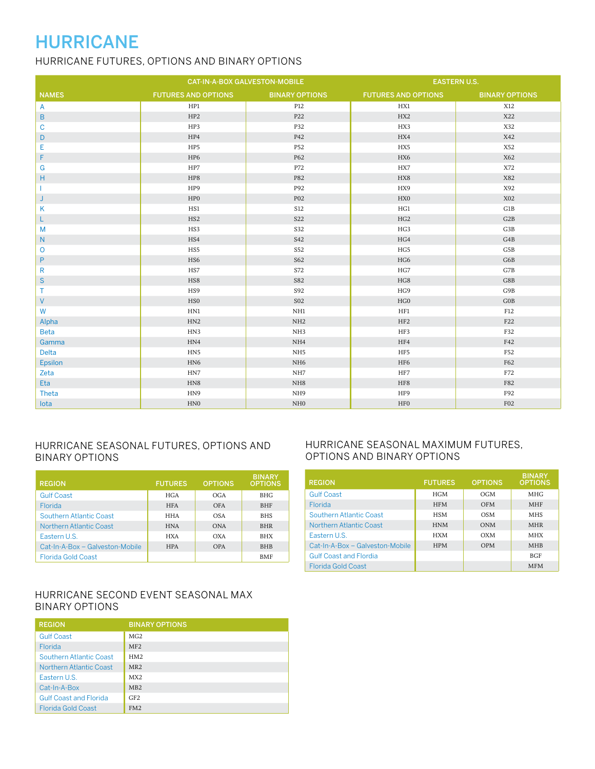# HURRICANE

## HURRICANE FUTURES, OPTIONS AND BINARY OPTIONS

| NAMES | CAT-IN-A-BOX GALVESTON-MOBILE FUTURES AND OPTIONS | CAT-IN-A-BOX GALVESTON-MOBILE BINARY OPTIONS | EASTERN U.S. FUTURES AND OPTIONS | EASTERN U.S. BINARY OPTIONS |
|---|---|---|---|---|
| A | HP1 | P12 | HX1 | X12 |
| B | HP2 | P22 | HX2 | X22 |
| C | HP3 | P32 | HX3 | X32 |
| D | HP4 | P42 | HX4 | X42 |
| E | HP5 | P52 | HX5 | X52 |
| F | HP6 | P62 | HX6 | X62 |
| G | HP7 | P72 | HX7 | X72 |
| H | HP8 | P82 | HX8 | X82 |
| I | HP9 | P92 | HX9 | X92 |
| J | HP0 | P02 | HX0 | X02 |
| K | HS1 | S12 | HG1 | G1B |
| L | HS2 | S22 | HG2 | G2B |
| M | HS3 | S32 | HG3 | G3B |
| N | HS4 | S42 | HG4 | G4B |
| O | HS5 | S52 | HG5 | G5B |
| P | HS6 | S62 | HG6 | G6B |
| R | HS7 | S72 | HG7 | G7B |
| S | HS8 | S82 | HG8 | G8B |
| T | HS9 | S92 | HG9 | G9B |
| V | HS0 | S02 | HG0 | G0B |
| W | HN1 | NH1 | HF1 | F12 |
| Alpha | HN2 | NH2 | HF2 | F22 |
| Beta | HN3 | NH3 | HF3 | F32 |
| Gamma | HN4 | NH4 | HF4 | F42 |
| Delta | HN5 | NH5 | HF5 | F52 |
| Epsilon | HN6 | NH6 | HF6 | F62 |
| Zeta | HN7 | NH7 | HF7 | F72 |
| Eta | HN8 | NH8 | HF8 | F82 |
| Theta | HN9 | NH9 | HF9 | F92 |
| Iota | HN0 | NH0 | HF0 | F02 |

## HURRICANE SEASONAL FUTURES, OPTIONS AND BINARY OPTIONS

| REGION | FUTURES | OPTIONS | BINARY OPTIONS |
|---|---|---|---|
| Gulf Coast | HGA | OGA | BHG |
| Florida | HFA | OFA | BHF |
| Southern Atlantic Coast | HHA | OSA | BHS |
| Northern Atlantic Coast | HNA | ONA | BHR |
| Eastern U.S. | HXA | OXA | BHX |
| Cat-In-A-Box – Galveston-Mobile | HPA | OPA | BHB |
| Florida Gold Coast | | | BMF |

## HURRICANE SEASONAL MAXIMUM FUTURES, OPTIONS AND BINARY OPTIONS

| REGION | FUTURES | OPTIONS | BINARY OPTIONS |
|---|---|---|---|
| Gulf Coast | HGM | OGM | MHG |
| Florida | HFM | OFM | MHF |
| Southern Atlantic Coast | HSM | OSM | MHS |
| Northern Atlantic Coast | HNM | ONM | MHR |
| Eastern U.S. | HXM | OXM | MHX |
| Cat-In-A-Box – Galveston-Mobile | HPM | OPM | MHB |
| Gulf Coast and Flordia | | | BGF |
| Florida Gold Coast | | | MFM |

## HURRICANE SECOND EVENT SEASONAL MAX BINARY OPTIONS

| REGION | BINARY OPTIONS |
|---|---|
| Gulf Coast | MG2 |
| Florida | MF2 |
| Southern Atlantic Coast | HM2 |
| Northern Atlantic Coast | MR2 |
| Eastern U.S. | MX2 |
| Cat-In-A-Box | MB2 |
| Gulf Coast and Florida | GF2 |
| Florida Gold Coast | FM2 |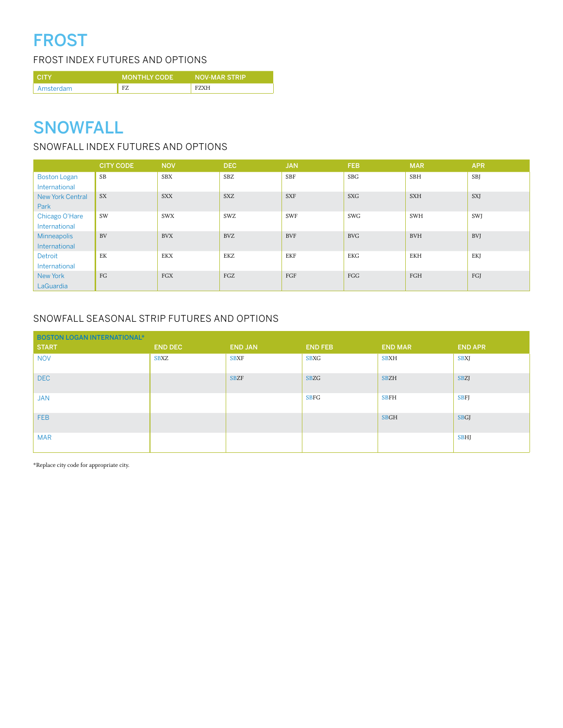# FROST

## FROST INDEX FUTURES AND OPTIONS

| CITY | MONTHLY CODE | NOV-MAR STRIP |
|---|---|---|
| Amsterdam | FZ | FZXH |

# SNOWFALL

## SNOWFALL INDEX FUTURES AND OPTIONS

| | CITY CODE | NOV | DEC | JAN | FEB | MAR | APR |
|---|---|---|---|---|---|---|---|
| Boston Logan International | SB | SBX | SBZ | SBF | SBG | SBH | SBJ |
| New York Central Park | SX | SXX | SXZ | SXF | SXG | SXH | SXJ |
| Chicago O'Hare International | SW | SWX | SWZ | SWF | SWG | SWH | SWJ |
| Minneapolis International | BV | BVX | BVZ | BVF | BVG | BVH | BVJ |
| Detroit International | EK | EKX | EKZ | EKF | EKG | EKH | EKJ |
| New York LaGuardia | FG | FGX | FGZ | FGF | FGG | FGH | FGJ |

## SNOWFALL SEASONAL STRIP FUTURES AND OPTIONS

| BOSTON LOGAN INTERNATIONAL* | | | | | |
|---|---|---|---|---|---|
| START | END DEC | END JAN | END FEB | END MAR | END APR |
| NOV | SBXZ | SBXF | SBXG | SBXH | SBXJ |
| DEC | | SBZF | SBZG | SBZH | SBZJ |
| JAN | | | SBFG | SBFH | SBFJ |
| FEB | | | | SBGH | SBGJ |
| MAR | | | | | SBHJ |

*Replace city code for appropriate city.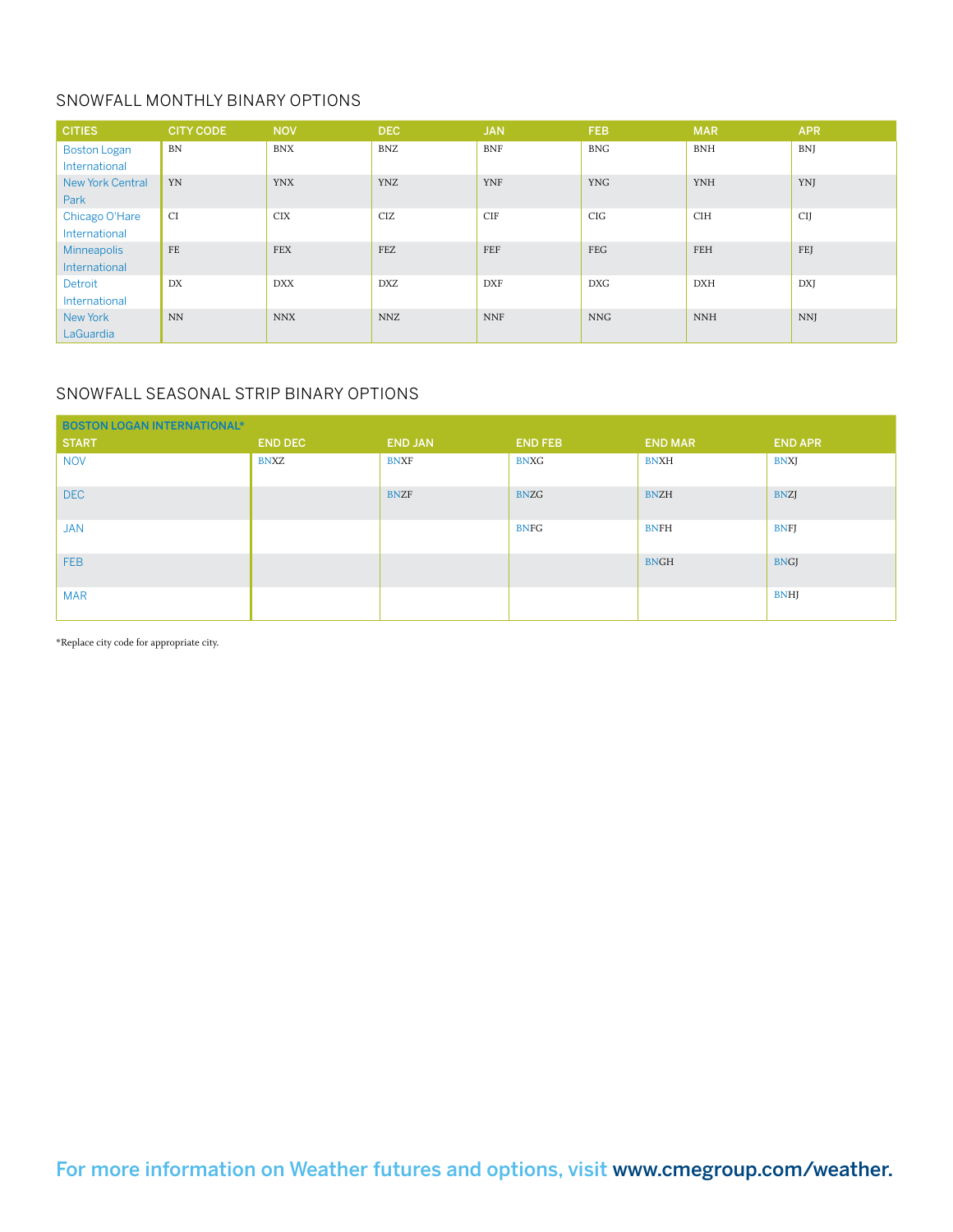## SNOWFALL MONTHLY BINARY OPTIONS

| CITIES | CITY CODE | NOV | DEC | JAN | FEB | MAR | APR |
|---|---|---|---|---|---|---|---|
| Boston Logan International | BN | BNX | BNZ | BNF | BNG | BNH | BNJ |
| New York Central Park | YN | YNX | YNZ | YNF | YNG | YNH | YNJ |
| Chicago O'Hare International | CI | CIX | CIZ | CIF | CIG | CIH | CIJ |
| Minneapolis International | FE | FEX | FEZ | FEF | FEG | FEH | FEJ |
| Detroit International | DX | DXX | DXZ | DXF | DXG | DXH | DXJ |
| New York LaGuardia | NN | NNX | NNZ | NNF | NNG | NNH | NNJ |

## SNOWFALL SEASONAL STRIP BINARY OPTIONS

| BOSTON LOGAN INTERNATIONAL* | | | | | |
|---|---|---|---|---|---|
| START | END DEC | END JAN | END FEB | END MAR | END APR |
| NOV | BNXZ | BNXF | BNXG | BNXH | BNXJ |
| DEC | | BNZF | BNZG | BNZH | BNZJ |
| JAN | | | BNFG | BNFH | BNFJ |
| FEB | | | | BNGH | BNGJ |
| MAR | | | | | BNHJ |

*Replace city code for appropriate city.

For more information on Weather futures and options, visit **www.cmegroup.com/weather.**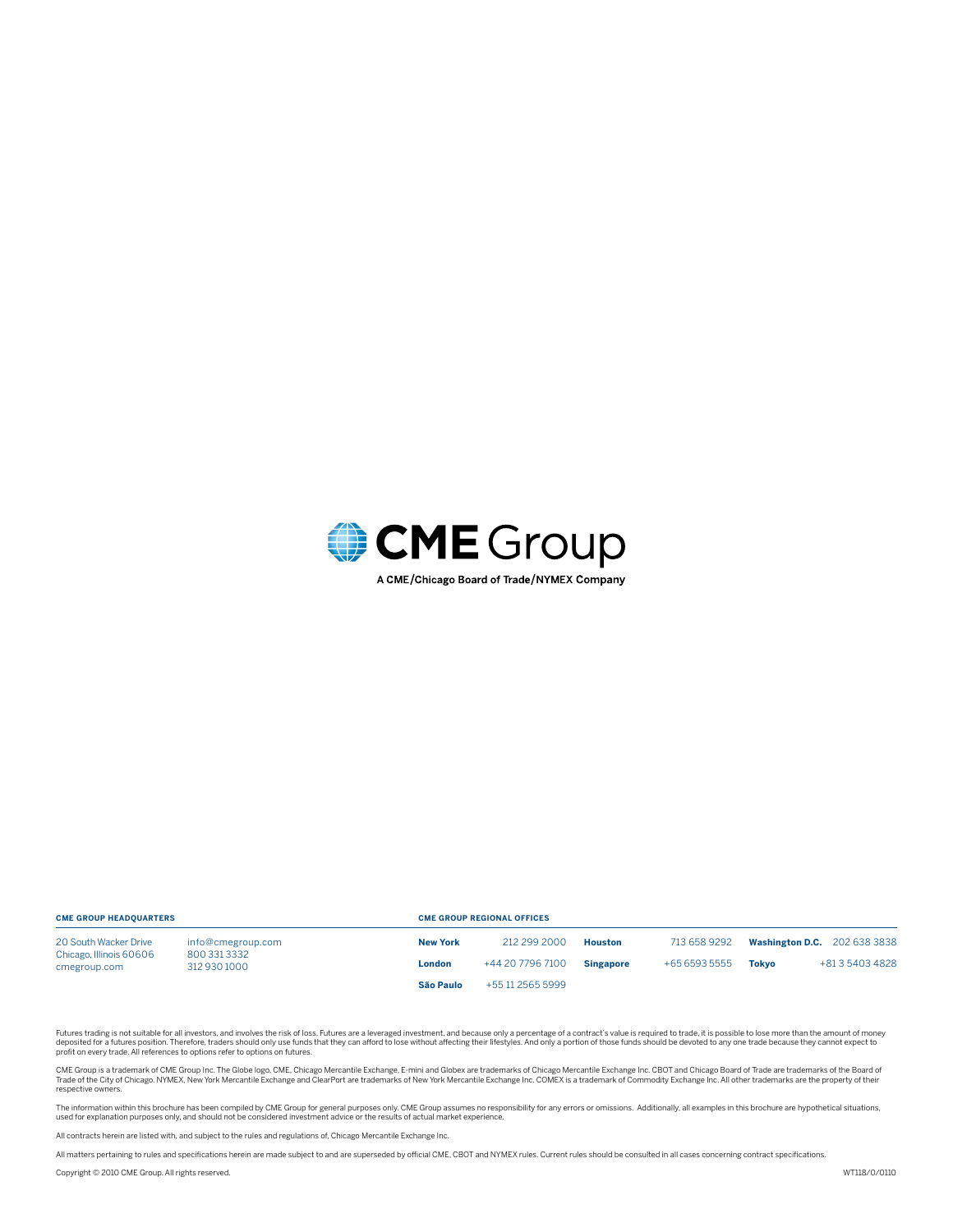CME Group

A CME/Chicago Board of Trade/NYMEX Company

**CME GROUP HEADQUARTERS**

20 South Wacker Drive
Chicago, Illinois 60606
cmegroup.com

info@cmegroup.com
800 331 3332
312 930 1000

**CME GROUP REGIONAL OFFICES**

| | | | | | |
|---|---|---|---|---|---|
| **New York** | 212 299 2000 | **Houston** | 713 658 9292 | **Washington D.C.** | 202 638 3838 |
| **London** | +44 20 7796 7100 | **Singapore** | +65 6593 5555 | **Tokyo** | +81 3 5403 4828 |
| **São Paulo** | +55 11 2565 5999 | | | | |

Futures trading is not suitable for all investors, and involves the risk of loss. Futures are a leveraged investment, and because only a percentage of a contract's value is required to trade, it is possible to lose more than the amount of money deposited for a futures position. Therefore, traders should only use funds that they can afford to lose without affecting their lifestyles. And only a portion of those funds should be devoted to any one trade because they cannot expect to profit on every trade. All references to options refer to options on futures.

CME Group is a trademark of CME Group Inc. The Globe logo, CME, Chicago Mercantile Exchange, E-mini and Globex are trademarks of Chicago Mercantile Exchange Inc. CBOT and Chicago Board of Trade are trademarks of the Board of Trade of the City of Chicago. NYMEX, New York Mercantile Exchange and ClearPort are trademarks of New York Mercantile Exchange Inc. COMEX is a trademark of Commodity Exchange Inc. All other trademarks are the property of their respective owners.

The information within this brochure has been compiled by CME Group for general purposes only. CME Group assumes no responsibility for any errors or omissions. Additionally, all examples in this brochure are hypothetical situations, used for explanation purposes only, and should not be considered investment advice or the results of actual market experience.

All contracts herein are listed with, and subject to the rules and regulations of, Chicago Mercantile Exchange Inc.

All matters pertaining to rules and specifications herein are made subject to and are superseded by official CME, CBOT and NYMEX rules. Current rules should be consulted in all cases concerning contract specifications.

Copyright © 2010 CME Group. All rights reserved.

WT118/0/0110